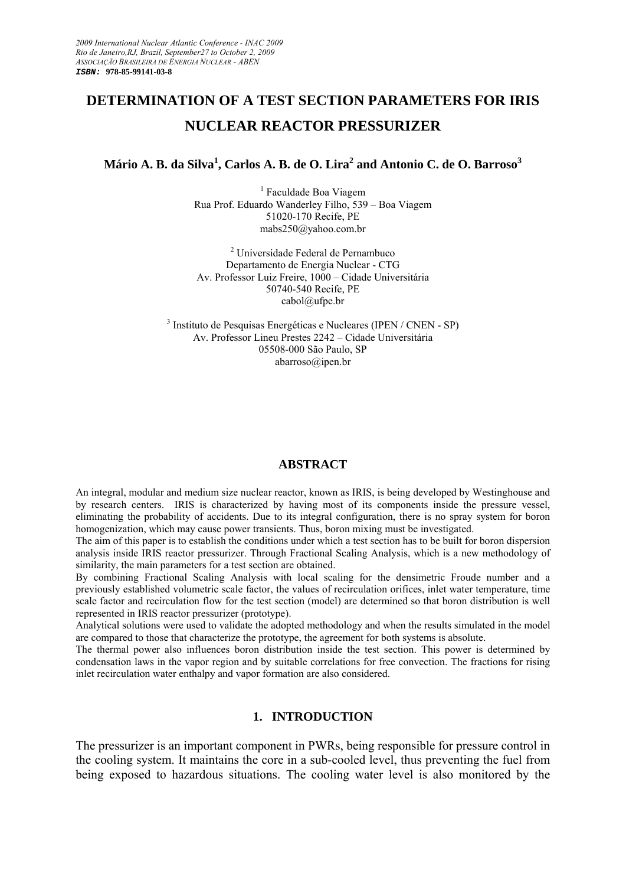# DETERMINATION OF A TEST SECTION PARAMETERS FOR IRIS NUCLEAR REACTOR PRESSURIZER

**Mário A. B. da Silva[1], Carlos A. B. de O. Lira[2] and Antonio C. de O. Barroso[3]**

[1] Faculdade Boa Viagem
Rua Prof. Eduardo Wanderley Filho, 539 – Boa Viagem
51020-170 Recife, PE
mabs250@yahoo.com.br

[2] Universidade Federal de Pernambuco
Departamento de Energia Nuclear - CTG
Av. Professor Luiz Freire, 1000 – Cidade Universitária
50740-540 Recife, PE
cabol@ufpe.br

[3] Instituto de Pesquisas Energéticas e Nucleares (IPEN / CNEN - SP)
Av. Professor Lineu Prestes 2242 – Cidade Universitária
05508-000 São Paulo, SP
abarroso@ipen.br

## ABSTRACT

An integral, modular and medium size nuclear reactor, known as IRIS, is being developed by Westinghouse and by research centers. IRIS is characterized by having most of its components inside the pressure vessel, eliminating the probability of accidents. Due to its integral configuration, there is no spray system for boron homogenization, which may cause power transients. Thus, boron mixing must be investigated.

The aim of this paper is to establish the conditions under which a test section has to be built for boron dispersion analysis inside IRIS reactor pressurizer. Through Fractional Scaling Analysis, which is a new methodology of similarity, the main parameters for a test section are obtained.

By combining Fractional Scaling Analysis with local scaling for the densimetric Froude number and a previously established volumetric scale factor, the values of recirculation orifices, inlet water temperature, time scale factor and recirculation flow for the test section (model) are determined so that boron distribution is well represented in IRIS reactor pressurizer (prototype).

Analytical solutions were used to validate the adopted methodology and when the results simulated in the model are compared to those that characterize the prototype, the agreement for both systems is absolute.

The thermal power also influences boron distribution inside the test section. This power is determined by condensation laws in the vapor region and by suitable correlations for free convection. The fractions for rising inlet recirculation water enthalpy and vapor formation are also considered.

## 1. INTRODUCTION

The pressurizer is an important component in PWRs, being responsible for pressure control in the cooling system. It maintains the core in a sub-cooled level, thus preventing the fuel from being exposed to hazardous situations. The cooling water level is also monitored by the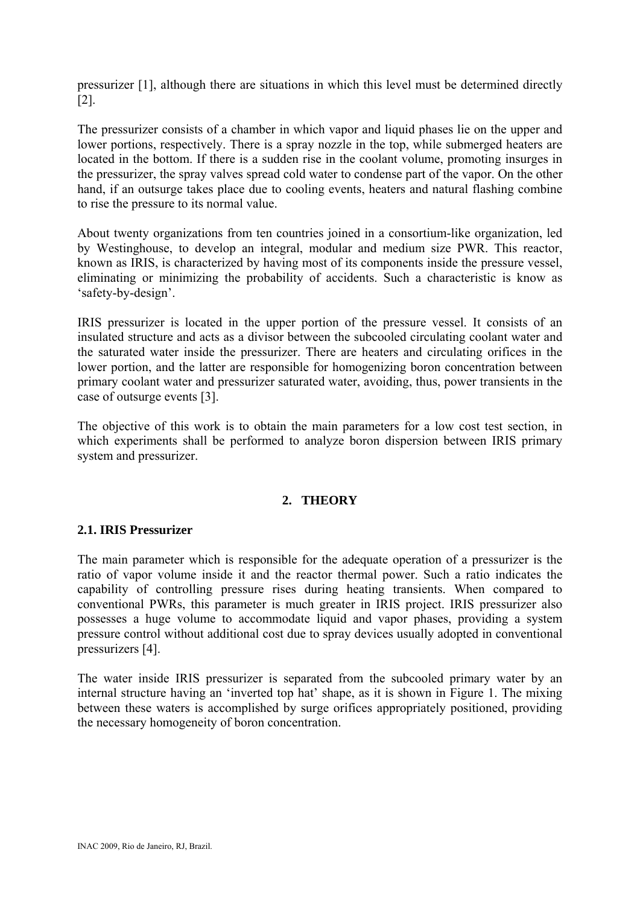pressurizer [1], although there are situations in which this level must be determined directly [2].

The pressurizer consists of a chamber in which vapor and liquid phases lie on the upper and lower portions, respectively. There is a spray nozzle in the top, while submerged heaters are located in the bottom. If there is a sudden rise in the coolant volume, promoting insurges in the pressurizer, the spray valves spread cold water to condense part of the vapor. On the other hand, if an outsurge takes place due to cooling events, heaters and natural flashing combine to rise the pressure to its normal value.

About twenty organizations from ten countries joined in a consortium-like organization, led by Westinghouse, to develop an integral, modular and medium size PWR. This reactor, known as IRIS, is characterized by having most of its components inside the pressure vessel, eliminating or minimizing the probability of accidents. Such a characteristic is know as 'safety-by-design'.

IRIS pressurizer is located in the upper portion of the pressure vessel. It consists of an insulated structure and acts as a divisor between the subcooled circulating coolant water and the saturated water inside the pressurizer. There are heaters and circulating orifices in the lower portion, and the latter are responsible for homogenizing boron concentration between primary coolant water and pressurizer saturated water, avoiding, thus, power transients in the case of outsurge events [3].

The objective of this work is to obtain the main parameters for a low cost test section, in which experiments shall be performed to analyze boron dispersion between IRIS primary system and pressurizer.

## 2. THEORY

### 2.1. IRIS Pressurizer

The main parameter which is responsible for the adequate operation of a pressurizer is the ratio of vapor volume inside it and the reactor thermal power. Such a ratio indicates the capability of controlling pressure rises during heating transients. When compared to conventional PWRs, this parameter is much greater in IRIS project. IRIS pressurizer also possesses a huge volume to accommodate liquid and vapor phases, providing a system pressure control without additional cost due to spray devices usually adopted in conventional pressurizers [4].

The water inside IRIS pressurizer is separated from the subcooled primary water by an internal structure having an 'inverted top hat' shape, as it is shown in Figure 1. The mixing between these waters is accomplished by surge orifices appropriately positioned, providing the necessary homogeneity of boron concentration.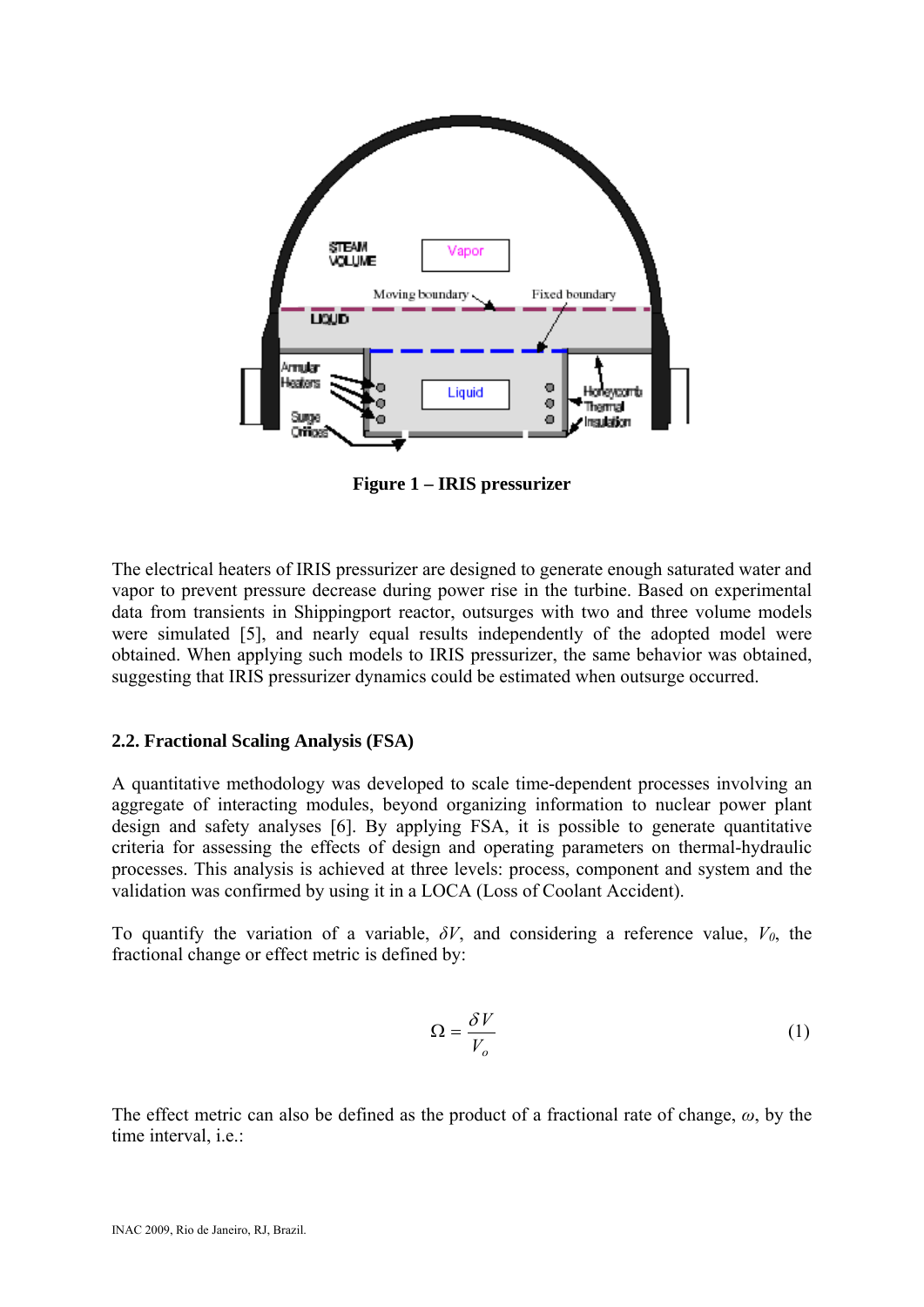**Figure 1 – IRIS pressurizer**

The electrical heaters of IRIS pressurizer are designed to generate enough saturated water and vapor to prevent pressure decrease during power rise in the turbine. Based on experimental data from transients in Shippingport reactor, outsurges with two and three volume models were simulated [5], and nearly equal results independently of the adopted model were obtained. When applying such models to IRIS pressurizer, the same behavior was obtained, suggesting that IRIS pressurizer dynamics could be estimated when outsurge occurred.

### 2.2. Fractional Scaling Analysis (FSA)

A quantitative methodology was developed to scale time-dependent processes involving an aggregate of interacting modules, beyond organizing information to nuclear power plant design and safety analyses [6]. By applying FSA, it is possible to generate quantitative criteria for assessing the effects of design and operating parameters on thermal-hydraulic processes. This analysis is achieved at three levels: process, component and system and the validation was confirmed by using it in a LOCA (Loss of Coolant Accident).

To quantify the variation of a variable, $\delta V$, and considering a reference value, $V_0$, the fractional change or effect metric is defined by:

$$\Omega = \frac{\delta V}{V_o} \tag{1}$$

The effect metric can also be defined as the product of a fractional rate of change, $\omega$, by the time interval, i.e.: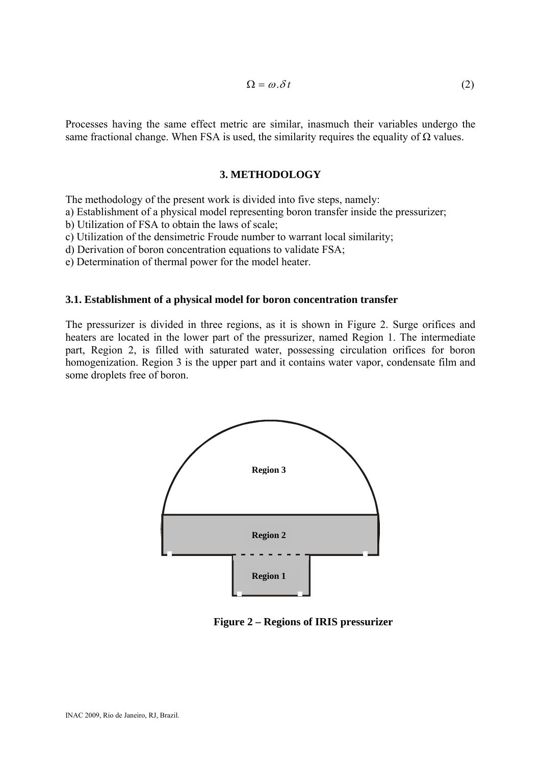$$\Omega = \omega.\delta t \tag{2}$$

Processes having the same effect metric are similar, inasmuch their variables undergo the same fractional change. When FSA is used, the similarity requires the equality of $\Omega$ values.

## 3. METHODOLOGY

The methodology of the present work is divided into five steps, namely:

a) Establishment of a physical model representing boron transfer inside the pressurizer;
b) Utilization of FSA to obtain the laws of scale;
c) Utilization of the densimetric Froude number to warrant local similarity;
d) Derivation of boron concentration equations to validate FSA;
e) Determination of thermal power for the model heater.

### 3.1. Establishment of a physical model for boron concentration transfer

The pressurizer is divided in three regions, as it is shown in Figure 2. Surge orifices and heaters are located in the lower part of the pressurizer, named Region 1. The intermediate part, Region 2, is filled with saturated water, possessing circulation orifices for boron homogenization. Region 3 is the upper part and it contains water vapor, condensate film and some droplets free of boron.

Region 3

Region 2

Region 1

**Figure 2 – Regions of IRIS pressurizer**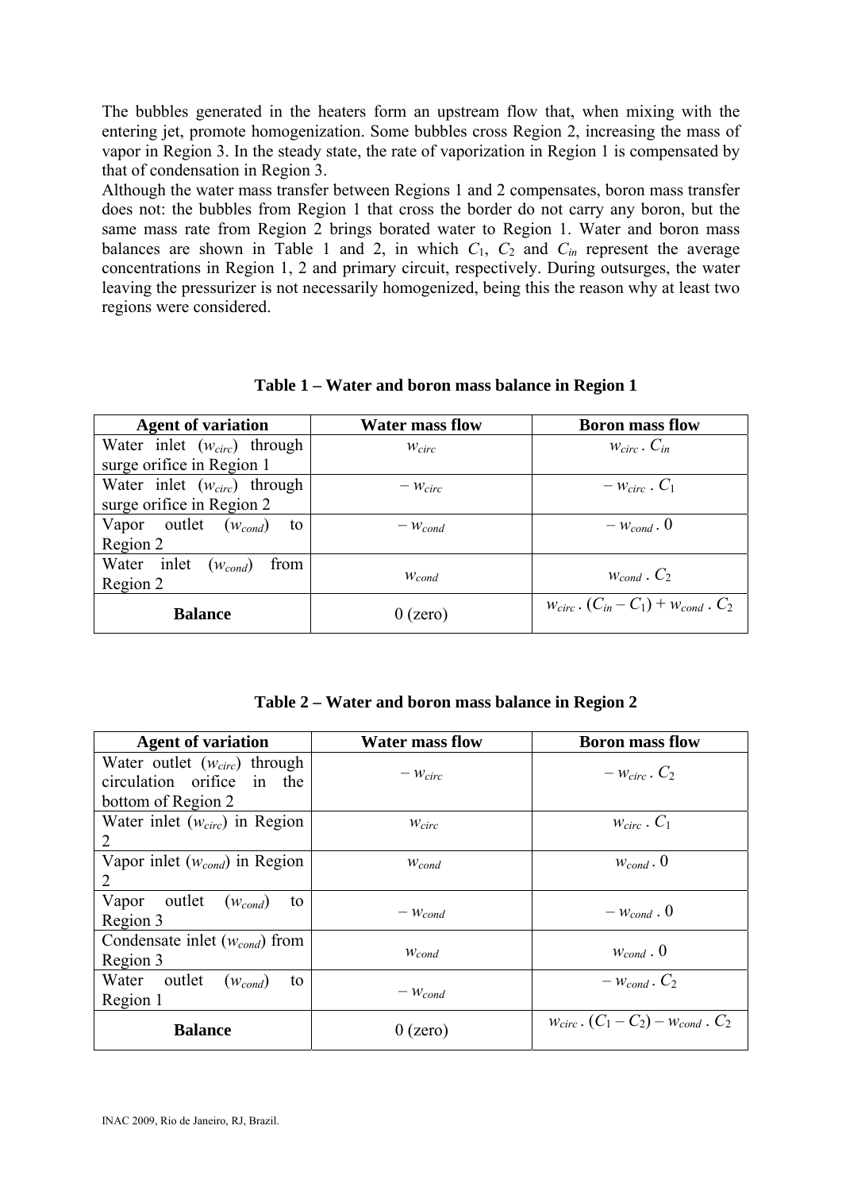The bubbles generated in the heaters form an upstream flow that, when mixing with the entering jet, promote homogenization. Some bubbles cross Region 2, increasing the mass of vapor in Region 3. In the steady state, the rate of vaporization in Region 1 is compensated by that of condensation in Region 3.

Although the water mass transfer between Regions 1 and 2 compensates, boron mass transfer does not: the bubbles from Region 1 that cross the border do not carry any boron, but the same mass rate from Region 2 brings borated water to Region 1. Water and boron mass balances are shown in Table 1 and 2, in which $C_1$, $C_2$ and $C_{in}$ represent the average concentrations in Region 1, 2 and primary circuit, respectively. During outsurges, the water leaving the pressurizer is not necessarily homogenized, being this the reason why at least two regions were considered.

**Table 1 – Water and boron mass balance in Region 1**

| Agent of variation | Water mass flow | Boron mass flow |
|---|---|---|
| Water inlet ($w_{circ}$) through surge orifice in Region 1 | $w_{circ}$ | $w_{circ} \cdot C_{in}$ |
| Water inlet ($w_{circ}$) through surge orifice in Region 2 | $-w_{circ}$ | $-w_{circ} \cdot C_1$ |
| Vapor outlet ($w_{cond}$) to Region 2 | $-w_{cond}$ | $-w_{cond} \cdot 0$ |
| Water inlet ($w_{cond}$) from Region 2 | $w_{cond}$ | $w_{cond} \cdot C_2$ |
| **Balance** | 0 (zero) | $w_{circ} \cdot (C_{in} - C_1) + w_{cond} \cdot C_2$ |

**Table 2 – Water and boron mass balance in Region 2**

| Agent of variation | Water mass flow | Boron mass flow |
|---|---|---|
| Water outlet ($w_{circ}$) through circulation orifice in the bottom of Region 2 | $-w_{circ}$ | $-w_{circ} \cdot C_2$ |
| Water inlet ($w_{circ}$) in Region 2 | $w_{circ}$ | $w_{circ} \cdot C_1$ |
| Vapor inlet ($w_{cond}$) in Region 2 | $w_{cond}$ | $w_{cond} \cdot 0$ |
| Vapor outlet ($w_{cond}$) to Region 3 | $-w_{cond}$ | $-w_{cond} \cdot 0$ |
| Condensate inlet ($w_{cond}$) from Region 3 | $w_{cond}$ | $w_{cond} \cdot 0$ |
| Water outlet ($w_{cond}$) to Region 1 | $-w_{cond}$ | $-w_{cond} \cdot C_2$ |
| **Balance** | 0 (zero) | $w_{circ} \cdot (C_1 - C_2) - w_{cond} \cdot C_2$ |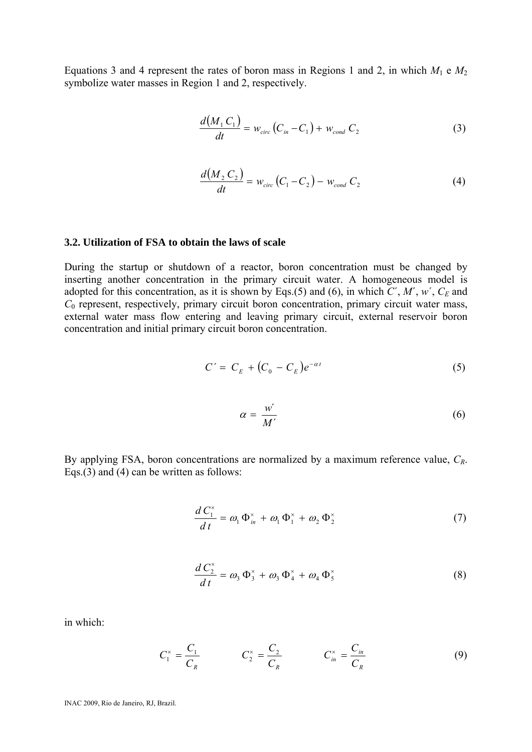Equations 3 and 4 represent the rates of boron mass in Regions 1 and 2, in which $M_1$ e $M_2$ symbolize water masses in Region 1 and 2, respectively.

$$\frac{d(M_1\,C_1)}{dt} = w_{circ}\,(C_{in} - C_1) + w_{cond}\,C_2 \tag{3}$$

$$\frac{d(M_2\,C_2)}{dt} = w_{circ}\,(C_1 - C_2) - w_{cond}\,C_2 \tag{4}$$

### 3.2. Utilization of FSA to obtain the laws of scale

During the startup or shutdown of a reactor, boron concentration must be changed by inserting another concentration in the primary circuit water. A homogeneous model is adopted for this concentration, as it is shown by Eqs.(5) and (6), in which $C'$, $M'$, $w'$, $C_E$ and $C_0$ represent, respectively, primary circuit boron concentration, primary circuit water mass, external water mass flow entering and leaving primary circuit, external reservoir boron concentration and initial primary circuit boron concentration.

$$C' = C_E + (C_0 - C_E)e^{-\alpha t} \tag{5}$$

$$\alpha = \frac{w'}{M'} \tag{6}$$

By applying FSA, boron concentrations are normalized by a maximum reference value, $C_R$. Eqs.(3) and (4) can be written as follows:

$$\frac{d\,C_1^{\times}}{d\,t} = \omega_1\,\Phi_{in}^{\times} + \omega_1\,\Phi_1^{\times} + \omega_2\,\Phi_2^{\times} \tag{7}$$

$$\frac{d\,C_2^{\times}}{d\,t} = \omega_3\,\Phi_3^{\times} + \omega_3\,\Phi_4^{\times} + \omega_4\,\Phi_5^{\times} \tag{8}$$

in which:

$$C_1^{\times} = \frac{C_1}{C_R} \qquad C_2^{\times} = \frac{C_2}{C_R} \qquad C_{in}^{\times} = \frac{C_{in}}{C_R} \tag{9}$$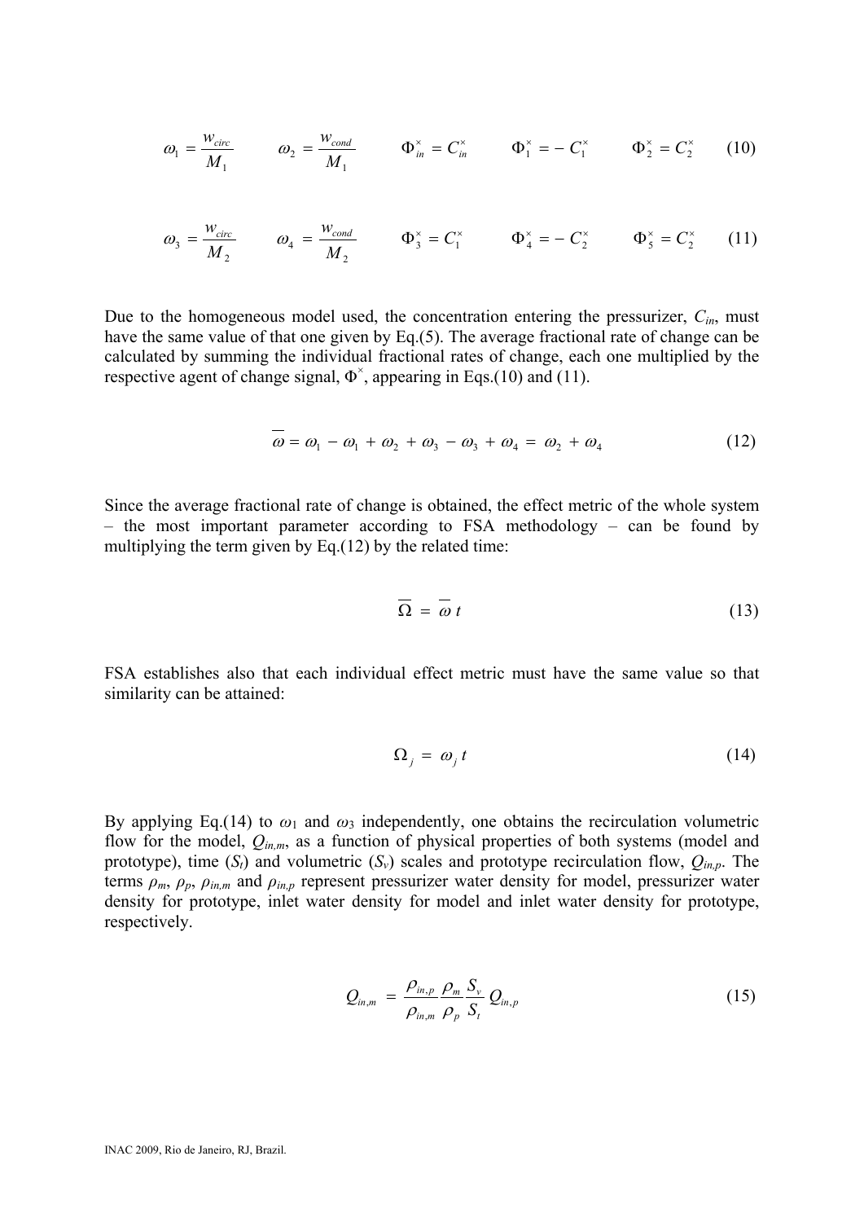$$\omega_1 = \frac{w_{circ}}{M_1} \qquad \omega_2 = \frac{w_{cond}}{M_1} \qquad \Phi_{in}^{\times} = C_{in}^{\times} \qquad \Phi_1^{\times} = -\,C_1^{\times} \qquad \Phi_2^{\times} = C_2^{\times} \tag{10}$$

$$\omega_3 = \frac{w_{circ}}{M_2} \qquad \omega_4 = \frac{w_{cond}}{M_2} \qquad \Phi_3^{\times} = C_1^{\times} \qquad \Phi_4^{\times} = -\,C_2^{\times} \qquad \Phi_5^{\times} = C_2^{\times} \tag{11}$$

Due to the homogeneous model used, the concentration entering the pressurizer, $C_{in}$, must have the same value of that one given by Eq.(5). The average fractional rate of change can be calculated by summing the individual fractional rates of change, each one multiplied by the respective agent of change signal, $\Phi^{\times}$, appearing in Eqs.(10) and (11).

$$\overline{\omega} = \omega_1 - \omega_1 + \omega_2 + \omega_3 - \omega_3 + \omega_4 = \omega_2 + \omega_4 \tag{12}$$

Since the average fractional rate of change is obtained, the effect metric of the whole system – the most important parameter according to FSA methodology – can be found by multiplying the term given by Eq.(12) by the related time:

$$\overline{\Omega} = \overline{\omega}\, t \tag{13}$$

FSA establishes also that each individual effect metric must have the same value so that similarity can be attained:

$$\Omega_j = \omega_j\, t \tag{14}$$

By applying Eq.(14) to $\omega_1$ and $\omega_3$ independently, one obtains the recirculation volumetric flow for the model, $Q_{in,m}$, as a function of physical properties of both systems (model and prototype), time ($S_t$) and volumetric ($S_v$) scales and prototype recirculation flow, $Q_{in,p}$. The terms $\rho_m$, $\rho_p$, $\rho_{in,m}$ and $\rho_{in,p}$ represent pressurizer water density for model, pressurizer water density for prototype, inlet water density for model and inlet water density for prototype, respectively.

$$Q_{in,m} = \frac{\rho_{in,p}}{\rho_{in,m}} \frac{\rho_m}{\rho_p} \frac{S_v}{S_t} Q_{in,p} \tag{15}$$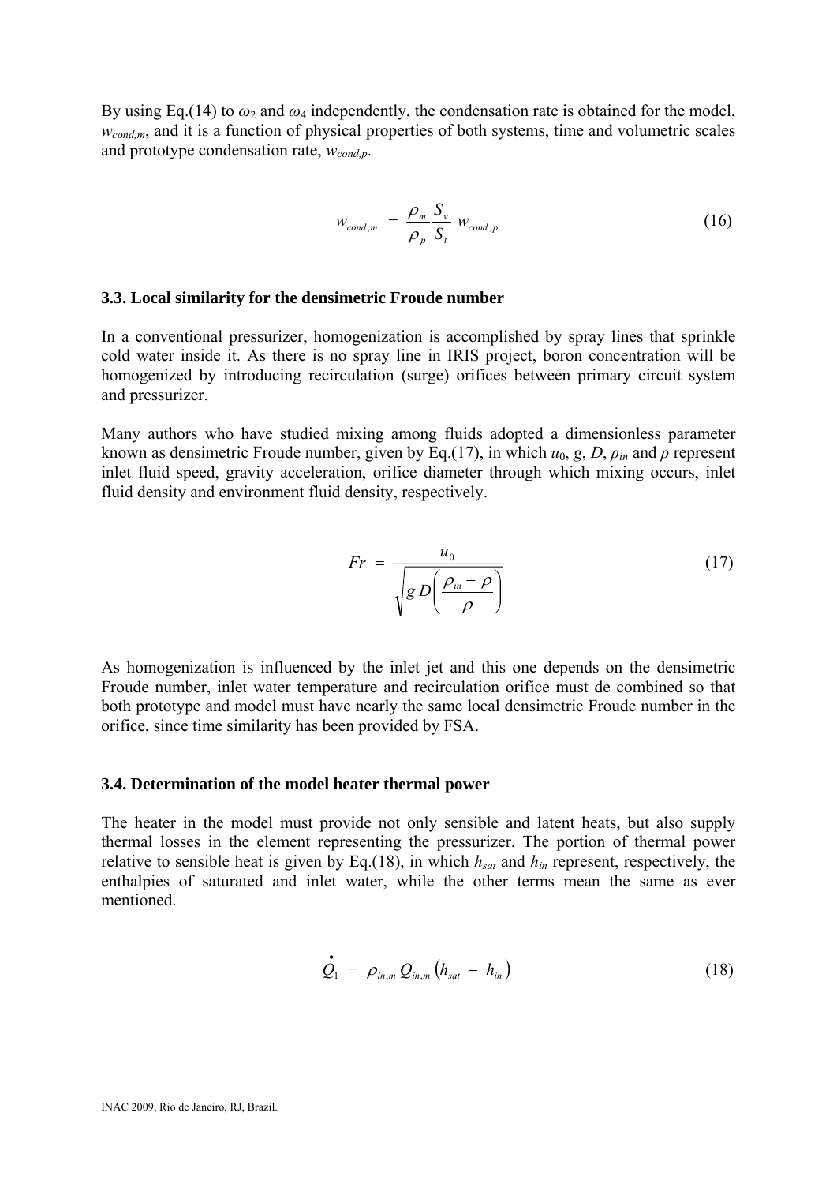By using Eq.(14) to $\omega_2$ and $\omega_4$ independently, the condensation rate is obtained for the model, $w_{cond,m}$, and it is a function of physical properties of both systems, time and volumetric scales and prototype condensation rate, $w_{cond,p}$.

$$w_{cond,m} = \frac{\rho_m}{\rho_p} \frac{S_v}{S_t} w_{cond,p} \tag{16}$$

### 3.3. Local similarity for the densimetric Froude number

In a conventional pressurizer, homogenization is accomplished by spray lines that sprinkle cold water inside it. As there is no spray line in IRIS project, boron concentration will be homogenized by introducing recirculation (surge) orifices between primary circuit system and pressurizer.

Many authors who have studied mixing among fluids adopted a dimensionless parameter known as densimetric Froude number, given by Eq.(17), in which $u_0$, $g$, $D$, $\rho_{in}$ and $\rho$ represent inlet fluid speed, gravity acceleration, orifice diameter through which mixing occurs, inlet fluid density and environment fluid density, respectively.

$$Fr = \frac{u_0}{\sqrt{g\, D\left(\frac{\rho_{in} - \rho}{\rho}\right)}} \tag{17}$$

As homogenization is influenced by the inlet jet and this one depends on the densimetric Froude number, inlet water temperature and recirculation orifice must de combined so that both prototype and model must have nearly the same local densimetric Froude number in the orifice, since time similarity has been provided by FSA.

### 3.4. Determination of the model heater thermal power

The heater in the model must provide not only sensible and latent heats, but also supply thermal losses in the element representing the pressurizer. The portion of thermal power relative to sensible heat is given by Eq.(18), in which $h_{sat}$ and $h_{in}$ represent, respectively, the enthalpies of saturated and inlet water, while the other terms mean the same as ever mentioned.

$$\dot{Q}_1 = \rho_{in,m}\, Q_{in,m} \left(h_{sat} - h_{in}\right) \tag{18}$$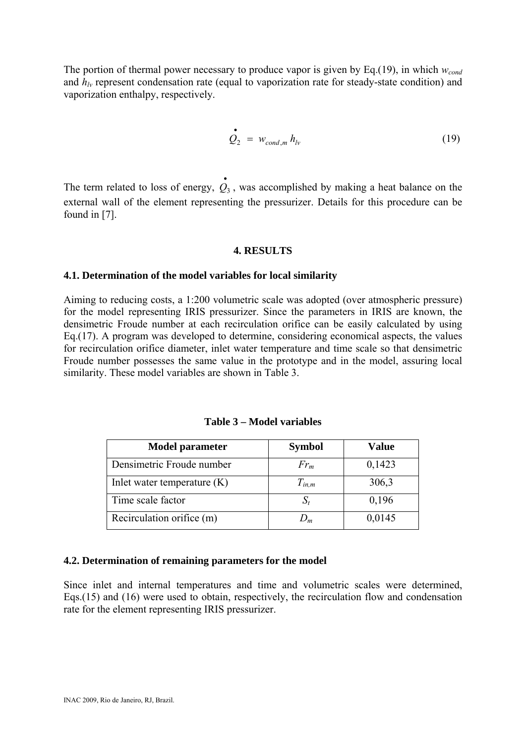The portion of thermal power necessary to produce vapor is given by Eq.(19), in which $w_{cond}$ and $h_{lv}$ represent condensation rate (equal to vaporization rate for steady-state condition) and vaporization enthalpy, respectively.

$$\dot{Q}_2 = w_{cond,m} \, h_{lv} \tag{19}$$

The term related to loss of energy, $\dot{Q}_3$, was accomplished by making a heat balance on the external wall of the element representing the pressurizer. Details for this procedure can be found in [7].

## 4. RESULTS

### 4.1. Determination of the model variables for local similarity

Aiming to reducing costs, a 1:200 volumetric scale was adopted (over atmospheric pressure) for the model representing IRIS pressurizer. Since the parameters in IRIS are known, the densimetric Froude number at each recirculation orifice can be easily calculated by using Eq.(17). A program was developed to determine, considering economical aspects, the values for recirculation orifice diameter, inlet water temperature and time scale so that densimetric Froude number possesses the same value in the prototype and in the model, assuring local similarity. These model variables are shown in Table 3.

**Table 3 – Model variables**

| Model parameter | Symbol | Value |
|---|---|---|
| Densimetric Froude number | $Fr_m$ | 0,1423 |
| Inlet water temperature (K) | $T_{in,m}$ | 306,3 |
| Time scale factor | $S_t$ | 0,196 |
| Recirculation orifice (m) | $D_m$ | 0,0145 |

### 4.2. Determination of remaining parameters for the model

Since inlet and internal temperatures and time and volumetric scales were determined, Eqs.(15) and (16) were used to obtain, respectively, the recirculation flow and condensation rate for the element representing IRIS pressurizer.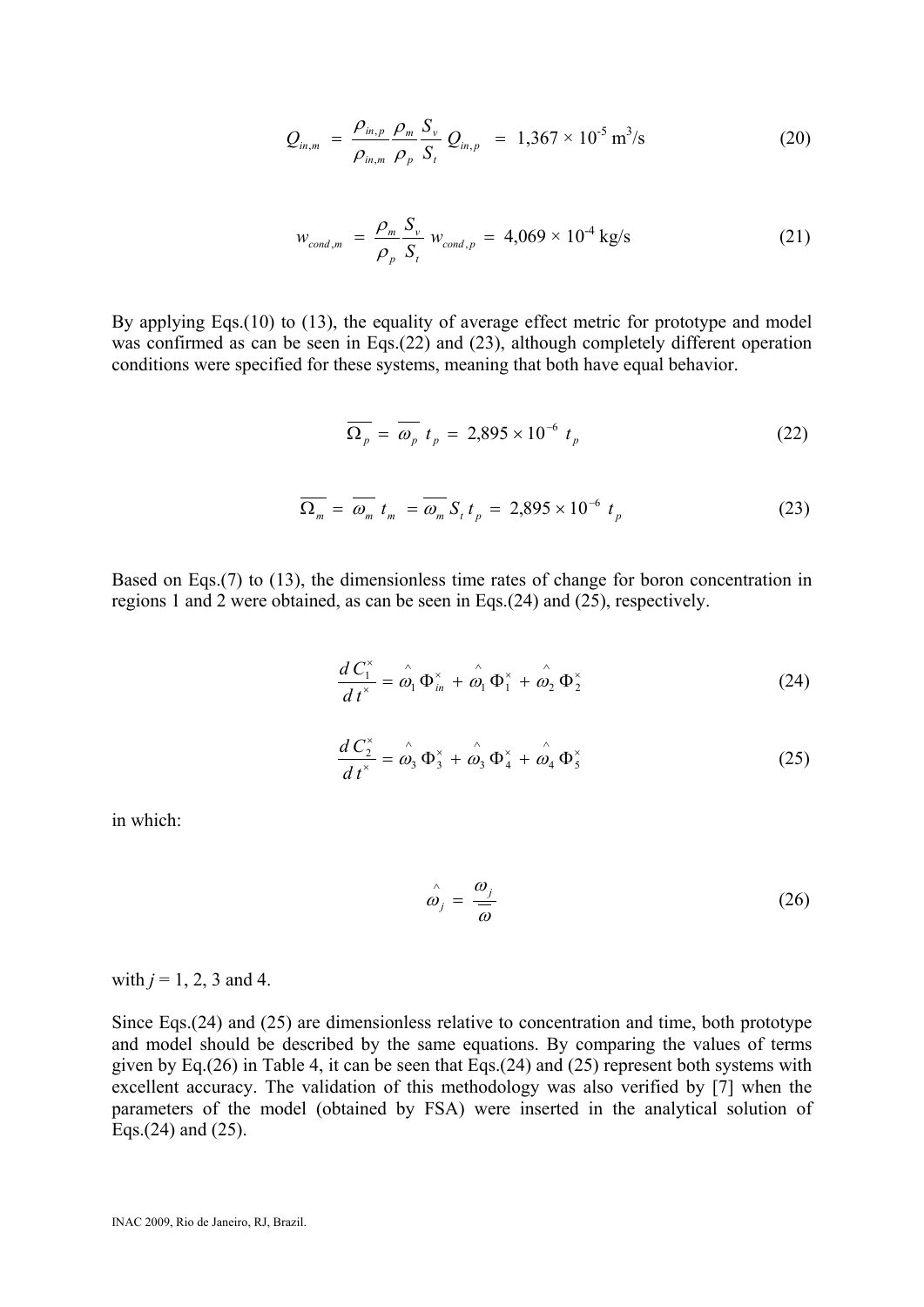$$Q_{in,m} = \frac{\rho_{in,p}}{\rho_{in,m}} \frac{\rho_m}{\rho_p} \frac{S_v}{S_t} Q_{in,p} = 1{,}367 \times 10^{-5} \text{ m}^3/\text{s} \tag{20}$$

$$w_{cond,m} = \frac{\rho_m}{\rho_p} \frac{S_v}{S_t} w_{cond,p} = 4{,}069 \times 10^{-4} \text{ kg/s} \tag{21}$$

By applying Eqs.(10) to (13), the equality of average effect metric for prototype and model was confirmed as can be seen in Eqs.(22) and (23), although completely different operation conditions were specified for these systems, meaning that both have equal behavior.

$$\overline{\Omega_p} = \overline{\omega_p}\, t_p = 2{,}895 \times 10^{-6}\, t_p \tag{22}$$

$$\overline{\Omega_m} = \overline{\omega_m}\, t_m = \overline{\omega_m}\, S_t\, t_p = 2{,}895 \times 10^{-6}\, t_p \tag{23}$$

Based on Eqs.(7) to (13), the dimensionless time rates of change for boron concentration in regions 1 and 2 were obtained, as can be seen in Eqs.(24) and (25), respectively.

$$\frac{d\, C_1^{\times}}{d\, t^{\times}} = \hat{\omega}_1\, \Phi_{in}^{\times} + \hat{\omega}_1\, \Phi_1^{\times} + \hat{\omega}_2\, \Phi_2^{\times} \tag{24}$$

$$\frac{d\, C_2^{\times}}{d\, t^{\times}} = \hat{\omega}_3\, \Phi_3^{\times} + \hat{\omega}_3\, \Phi_4^{\times} + \hat{\omega}_4\, \Phi_5^{\times} \tag{25}$$

in which:

$$\hat{\omega}_j = \frac{\omega_j}{\overline{\omega}} \tag{26}$$

with $j$ = 1, 2, 3 and 4.

Since Eqs.(24) and (25) are dimensionless relative to concentration and time, both prototype and model should be described by the same equations. By comparing the values of terms given by Eq.(26) in Table 4, it can be seen that Eqs.(24) and (25) represent both systems with excellent accuracy. The validation of this methodology was also verified by [7] when the parameters of the model (obtained by FSA) were inserted in the analytical solution of Eqs.(24) and (25).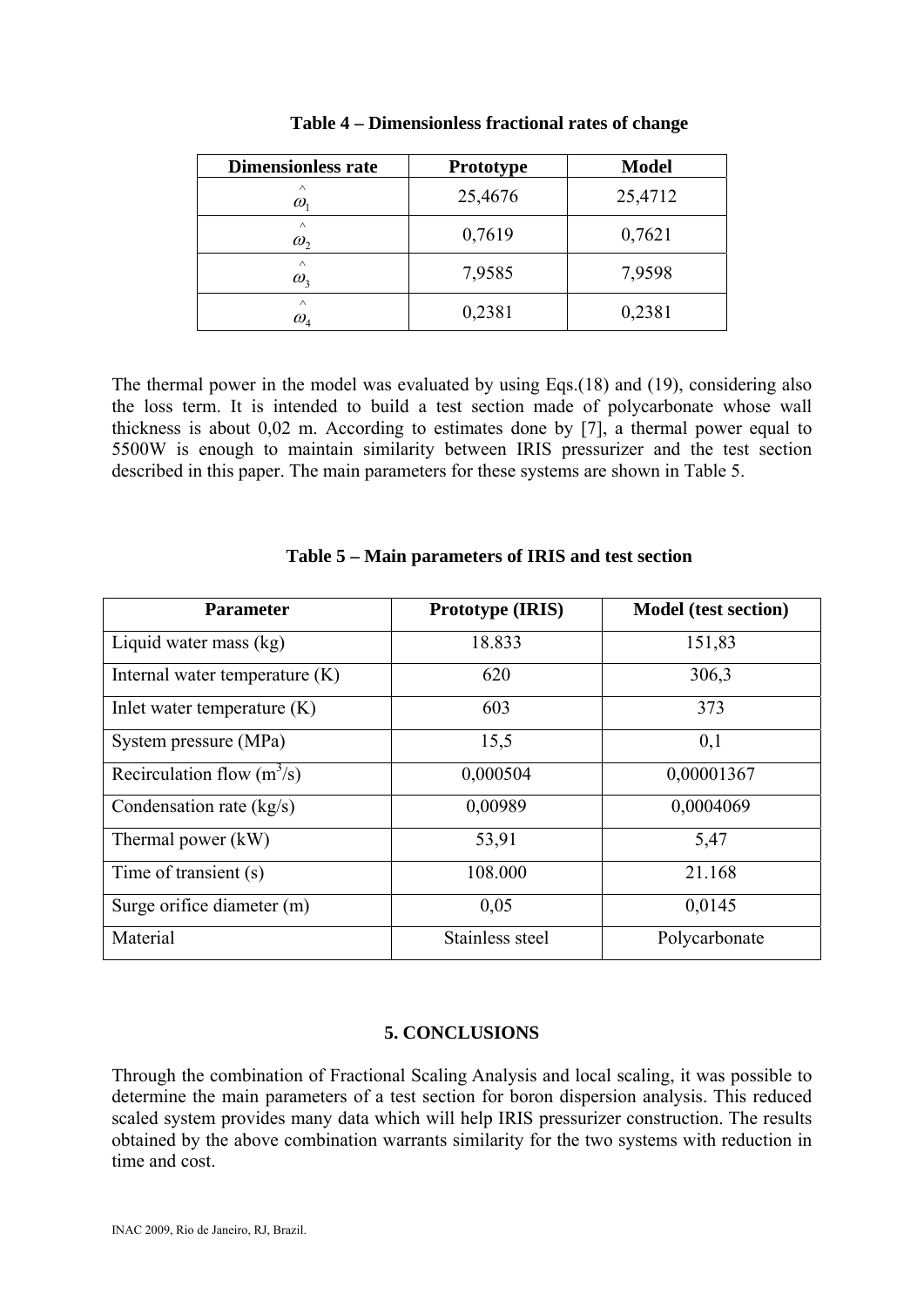**Table 4 – Dimensionless fractional rates of change**

| Dimensionless rate | Prototype | Model |
|---|---|---|
| $\hat{\omega}_1$ | 25,4676 | 25,4712 |
| $\hat{\omega}_2$ | 0,7619 | 0,7621 |
| $\hat{\omega}_3$ | 7,9585 | 7,9598 |
| $\hat{\omega}_4$ | 0,2381 | 0,2381 |

The thermal power in the model was evaluated by using Eqs.(18) and (19), considering also the loss term. It is intended to build a test section made of polycarbonate whose wall thickness is about 0,02 m. According to estimates done by [7], a thermal power equal to 5500W is enough to maintain similarity between IRIS pressurizer and the test section described in this paper. The main parameters for these systems are shown in Table 5.

**Table 5 – Main parameters of IRIS and test section**

| Parameter | Prototype (IRIS) | Model (test section) |
|---|---|---|
| Liquid water mass (kg) | 18.833 | 151,83 |
| Internal water temperature (K) | 620 | 306,3 |
| Inlet water temperature (K) | 603 | 373 |
| System pressure (MPa) | 15,5 | 0,1 |
| Recirculation flow ($m^3$/s) | 0,000504 | 0,00001367 |
| Condensation rate (kg/s) | 0,00989 | 0,0004069 |
| Thermal power (kW) | 53,91 | 5,47 |
| Time of transient (s) | 108.000 | 21.168 |
| Surge orifice diameter (m) | 0,05 | 0,0145 |
| Material | Stainless steel | Polycarbonate |

## 5. CONCLUSIONS

Through the combination of Fractional Scaling Analysis and local scaling, it was possible to determine the main parameters of a test section for boron dispersion analysis. This reduced scaled system provides many data which will help IRIS pressurizer construction. The results obtained by the above combination warrants similarity for the two systems with reduction in time and cost.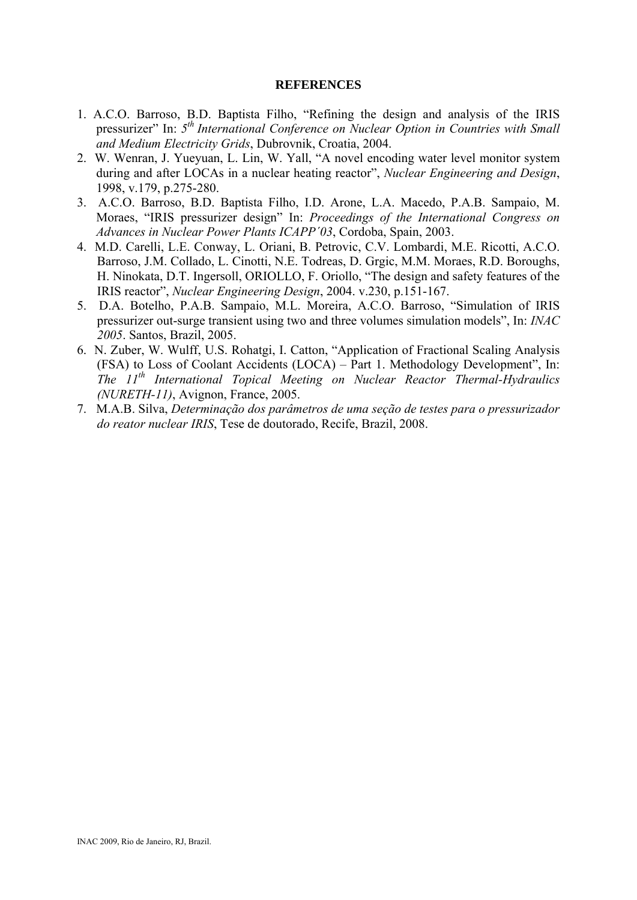**REFERENCES**

1. A.C.O. Barroso, B.D. Baptista Filho, "Refining the design and analysis of the IRIS pressurizer" In: *5th International Conference on Nuclear Option in Countries with Small and Medium Electricity Grids*, Dubrovnik, Croatia, 2004.
2. W. Wenran, J. Yueyuan, L. Lin, W. Yall, "A novel encoding water level monitor system during and after LOCAs in a nuclear heating reactor", *Nuclear Engineering and Design*, 1998, v.179, p.275-280.
3. A.C.O. Barroso, B.D. Baptista Filho, I.D. Arone, L.A. Macedo, P.A.B. Sampaio, M. Moraes, "IRIS pressurizer design" In: *Proceedings of the International Congress on Advances in Nuclear Power Plants ICAPP´03*, Cordoba, Spain, 2003.
4. M.D. Carelli, L.E. Conway, L. Oriani, B. Petrovic, C.V. Lombardi, M.E. Ricotti, A.C.O. Barroso, J.M. Collado, L. Cinotti, N.E. Todreas, D. Grgic, M.M. Moraes, R.D. Boroughs, H. Ninokata, D.T. Ingersoll, ORIOLLO, F. Oriollo, "The design and safety features of the IRIS reactor", *Nuclear Engineering Design*, 2004. v.230, p.151-167.
5. D.A. Botelho, P.A.B. Sampaio, M.L. Moreira, A.C.O. Barroso, "Simulation of IRIS pressurizer out-surge transient using two and three volumes simulation models", In: *INAC 2005*. Santos, Brazil, 2005.
6. N. Zuber, W. Wulff, U.S. Rohatgi, I. Catton, "Application of Fractional Scaling Analysis (FSA) to Loss of Coolant Accidents (LOCA) – Part 1. Methodology Development", In: *The 11th International Topical Meeting on Nuclear Reactor Thermal-Hydraulics (NURETH-11)*, Avignon, France, 2005.
7. M.A.B. Silva, *Determinação dos parâmetros de uma seção de testes para o pressurizador do reator nuclear IRIS*, Tese de doutorado, Recife, Brazil, 2008.